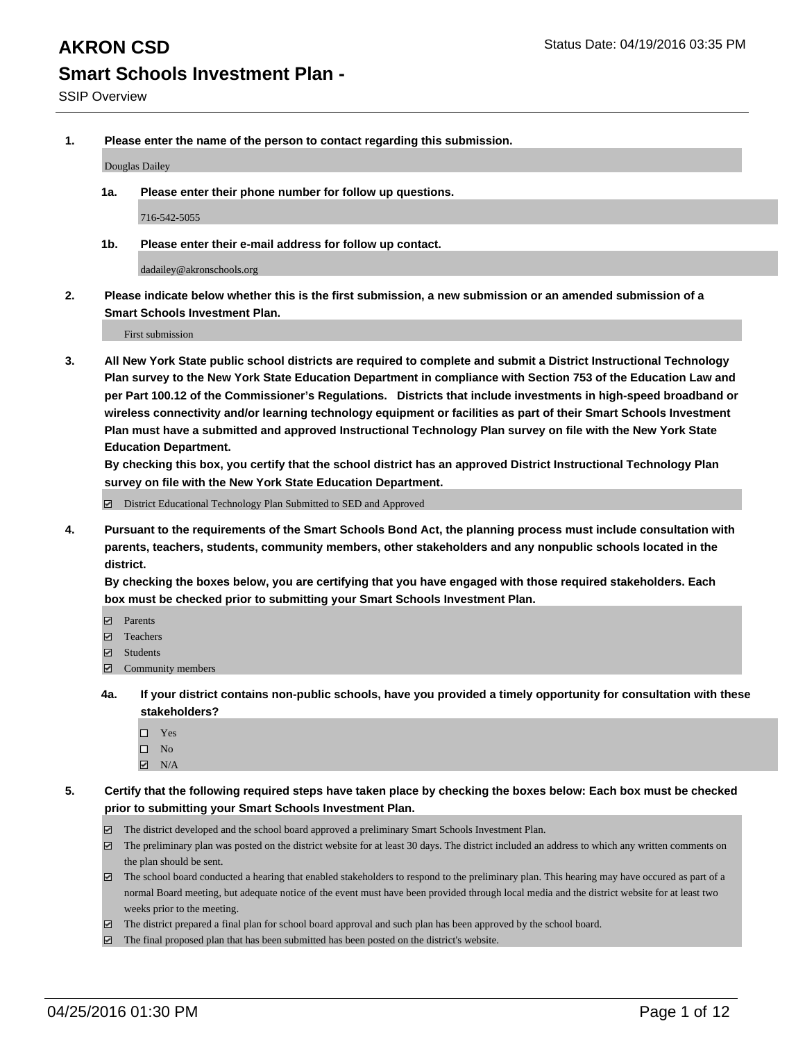# AKRON CSD

Status Date: 04/19/2016 03:35 PM

## Smart Schools Investment Plan -

SSIP Overview

**1. Please enter the name of the person to contact regarding this submission.**

Douglas Dailey

**1a. Please enter their phone number for follow up questions.**

716-542-5055

**1b. Please enter their e-mail address for follow up contact.**

dadailey@akronschools.org

**2. Please indicate below whether this is the first submission, a new submission or an amended submission of a Smart Schools Investment Plan.**

First submission

**3. All New York State public school districts are required to complete and submit a District Instructional Technology Plan survey to the New York State Education Department in compliance with Section 753 of the Education Law and per Part 100.12 of the Commissioner's Regulations. Districts that include investments in high-speed broadband or wireless connectivity and/or learning technology equipment or facilities as part of their Smart Schools Investment Plan must have a submitted and approved Instructional Technology Plan survey on file with the New York State Education Department.**
**By checking this box, you certify that the school district has an approved District Instructional Technology Plan survey on file with the New York State Education Department.**

- [x] District Educational Technology Plan Submitted to SED and Approved

**4. Pursuant to the requirements of the Smart Schools Bond Act, the planning process must include consultation with parents, teachers, students, community members, other stakeholders and any nonpublic schools located in the district.**
**By checking the boxes below, you are certifying that you have engaged with those required stakeholders. Each box must be checked prior to submitting your Smart Schools Investment Plan.**

- [x] Parents
- [x] Teachers
- [x] Students
- [x] Community members

**4a. If your district contains non-public schools, have you provided a timely opportunity for consultation with these stakeholders?**

- [ ] Yes
- [ ] No
- [x] N/A

**5. Certify that the following required steps have taken place by checking the boxes below: Each box must be checked prior to submitting your Smart Schools Investment Plan.**

- [x] The district developed and the school board approved a preliminary Smart Schools Investment Plan.
- [x] The preliminary plan was posted on the district website for at least 30 days. The district included an address to which any written comments on the plan should be sent.
- [x] The school board conducted a hearing that enabled stakeholders to respond to the preliminary plan. This hearing may have occured as part of a normal Board meeting, but adequate notice of the event must have been provided through local media and the district website for at least two weeks prior to the meeting.
- [x] The district prepared a final plan for school board approval and such plan has been approved by the school board.
- [x] The final proposed plan that has been submitted has been posted on the district's website.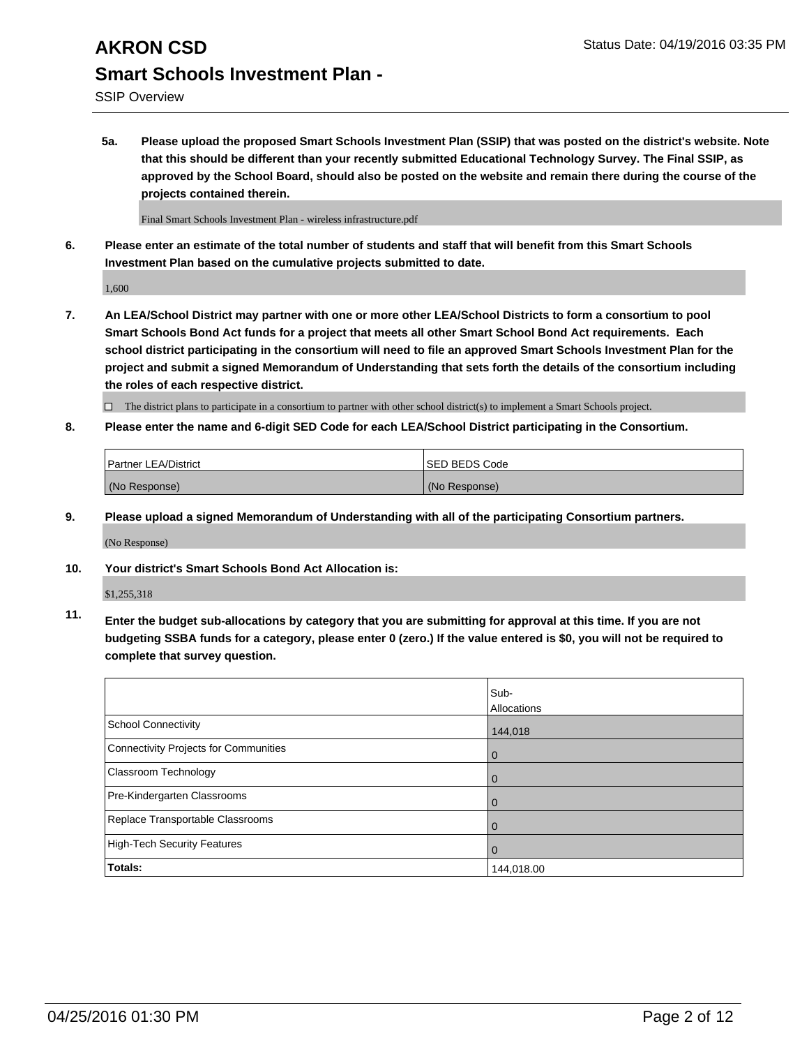5a. **Please upload the proposed Smart Schools Investment Plan (SSIP) that was posted on the district's website. Note that this should be different than your recently submitted Educational Technology Survey. The Final SSIP, as approved by the School Board, should also be posted on the website and remain there during the course of the projects contained therein.**

Final Smart Schools Investment Plan - wireless infrastructure.pdf

6. **Please enter an estimate of the total number of students and staff that will benefit from this Smart Schools Investment Plan based on the cumulative projects submitted to date.**

1,600

7. **An LEA/School District may partner with one or more other LEA/School Districts to form a consortium to pool Smart Schools Bond Act funds for a project that meets all other Smart School Bond Act requirements. Each school district participating in the consortium will need to file an approved Smart Schools Investment Plan for the project and submit a signed Memorandum of Understanding that sets forth the details of the consortium including the roles of each respective district.**

☐ The district plans to participate in a consortium to partner with other school district(s) to implement a Smart Schools project.

8. **Please enter the name and 6-digit SED Code for each LEA/School District participating in the Consortium.**

| Partner LEA/District | SED BEDS Code |
|---|---|
| (No Response) | (No Response) |

9. **Please upload a signed Memorandum of Understanding with all of the participating Consortium partners.**

(No Response)

10. **Your district's Smart Schools Bond Act Allocation is:**

$1,255,318

11. **Enter the budget sub-allocations by category that you are submitting for approval at this time. If you are not budgeting SSBA funds for a category, please enter 0 (zero.) If the value entered is $0, you will not be required to complete that survey question.**

| | Sub-Allocations |
|---|---|
| School Connectivity | 144,018 |
| Connectivity Projects for Communities | 0 |
| Classroom Technology | 0 |
| Pre-Kindergarten Classrooms | 0 |
| Replace Transportable Classrooms | 0 |
| High-Tech Security Features | 0 |
| **Totals:** | 144,018.00 |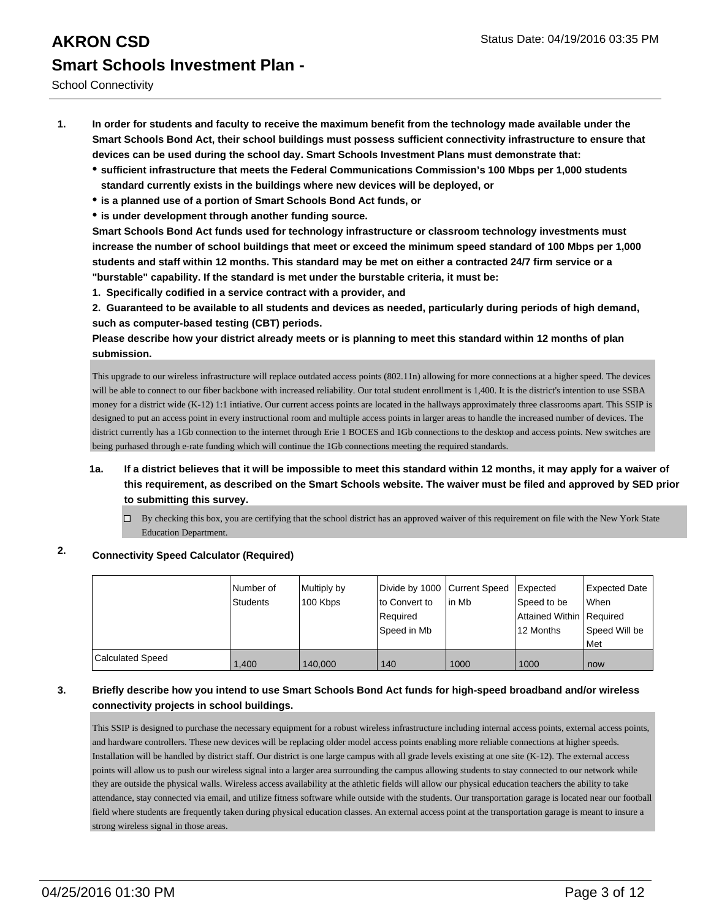# AKRON CSD

Status Date: 04/19/2016 03:35 PM

## Smart Schools Investment Plan -

School Connectivity

1. **In order for students and faculty to receive the maximum benefit from the technology made available under the Smart Schools Bond Act, their school buildings must possess sufficient connectivity infrastructure to ensure that devices can be used during the school day. Smart Schools Investment Plans must demonstrate that:**
   - **sufficient infrastructure that meets the Federal Communications Commission's 100 Mbps per 1,000 students standard currently exists in the buildings where new devices will be deployed, or**
   - **is a planned use of a portion of Smart Schools Bond Act funds, or**
   - **is under development through another funding source.**

   **Smart Schools Bond Act funds used for technology infrastructure or classroom technology investments must increase the number of school buildings that meet or exceed the minimum speed standard of 100 Mbps per 1,000 students and staff within 12 months. This standard may be met on either a contracted 24/7 firm service or a "burstable" capability. If the standard is met under the burstable criteria, it must be:**

   **1. Specifically codified in a service contract with a provider, and**

   **2. Guaranteed to be available to all students and devices as needed, particularly during periods of high demand, such as computer-based testing (CBT) periods.**

   **Please describe how your district already meets or is planning to meet this standard within 12 months of plan submission.**

   This upgrade to our wireless infrastructure will replace outdated access points (802.11n) allowing for more connections at a higher speed. The devices will be able to connect to our fiber backbone with increased reliability. Our total student enrollment is 1,400. It is the district's intention to use SSBA money for a district wide (K-12) 1:1 intiative. Our current access points are located in the hallways approximately three classrooms apart. This SSIP is designed to put an access point in every instructional room and multiple access points in larger areas to handle the increased number of devices. The district currently has a 1Gb connection to the internet through Erie 1 BOCES and 1Gb connections to the desktop and access points. New switches are being purhased through e-rate funding which will continue the 1Gb connections meeting the required standards.

   1a. **If a district believes that it will be impossible to meet this standard within 12 months, it may apply for a waiver of this requirement, as described on the Smart Schools website. The waiver must be filed and approved by SED prior to submitting this survey.**

   - ☐ By checking this box, you are certifying that the school district has an approved waiver of this requirement on file with the New York State Education Department.

2. **Connectivity Speed Calculator (Required)**

| | Number of Students | Multiply by 100 Kbps | Divide by 1000 to Convert to Required Speed in Mb | Current Speed in Mb | Expected Speed to be Attained Within 12 Months | Expected Date When Required Speed Will be Met |
|---|---|---|---|---|---|---|
| Calculated Speed | 1,400 | 140,000 | 140 | 1000 | 1000 | now |

3. **Briefly describe how you intend to use Smart Schools Bond Act funds for high-speed broadband and/or wireless connectivity projects in school buildings.**

   This SSIP is designed to purchase the necessary equipment for a robust wireless infrastructure including internal access points, external access points, and hardware controllers. These new devices will be replacing older model access points enabling more reliable connections at higher speeds. Installation will be handled by district staff. Our district is one large campus with all grade levels existing at one site (K-12). The external access points will allow us to push our wireless signal into a larger area surrounding the campus allowing students to stay connected to our network while they are outside the physical walls. Wireless access availability at the athletic fields will allow our physical education teachers the ability to take attendance, stay connected via email, and utilize fitness software while outside with the students. Our transportation garage is located near our football field where students are frequently taken during physical education classes. An external access point at the transportation garage is meant to insure a strong wireless signal in those areas.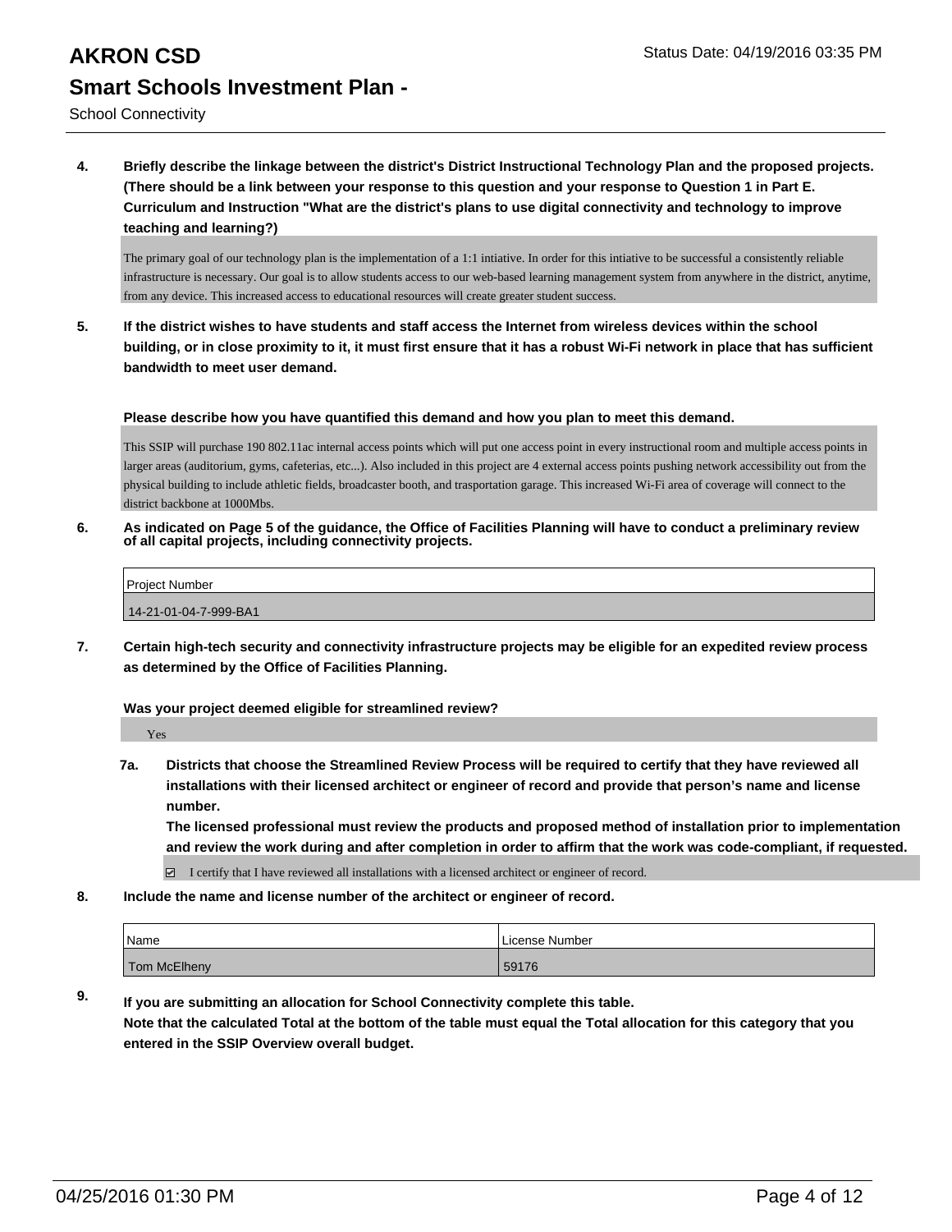**4. Briefly describe the linkage between the district's District Instructional Technology Plan and the proposed projects. (There should be a link between your response to this question and your response to Question 1 in Part E. Curriculum and Instruction "What are the district's plans to use digital connectivity and technology to improve teaching and learning?)**

The primary goal of our technology plan is the implementation of a 1:1 intiative. In order for this intiative to be successful a consistently reliable infrastructure is necessary. Our goal is to allow students access to our web-based learning management system from anywhere in the district, anytime, from any device. This increased access to educational resources will create greater student success.

**5. If the district wishes to have students and staff access the Internet from wireless devices within the school building, or in close proximity to it, it must first ensure that it has a robust Wi-Fi network in place that has sufficient bandwidth to meet user demand.**

**Please describe how you have quantified this demand and how you plan to meet this demand.**

This SSIP will purchase 190 802.11ac internal access points which will put one access point in every instructional room and multiple access points in larger areas (auditorium, gyms, cafeterias, etc...). Also included in this project are 4 external access points pushing network accessibility out from the physical building to include athletic fields, broadcaster booth, and trasportation garage. This increased Wi-Fi area of coverage will connect to the district backbone at 1000Mbs.

**6. As indicated on Page 5 of the guidance, the Office of Facilities Planning will have to conduct a preliminary review of all capital projects, including connectivity projects.**

| Project Number |
|---|
| 14-21-01-04-7-999-BA1 |

**7. Certain high-tech security and connectivity infrastructure projects may be eligible for an expedited review process as determined by the Office of Facilities Planning.**

**Was your project deemed eligible for streamlined review?**

Yes

**7a. Districts that choose the Streamlined Review Process will be required to certify that they have reviewed all installations with their licensed architect or engineer of record and provide that person's name and license number.**
**The licensed professional must review the products and proposed method of installation prior to implementation and review the work during and after completion in order to affirm that the work was code-compliant, if requested.**

☑ I certify that I have reviewed all installations with a licensed architect or engineer of record.

**8. Include the name and license number of the architect or engineer of record.**

| Name | License Number |
|---|---|
| Tom McElheny | 59176 |

**9. If you are submitting an allocation for School Connectivity complete this table.**
**Note that the calculated Total at the bottom of the table must equal the Total allocation for this category that you entered in the SSIP Overview overall budget.**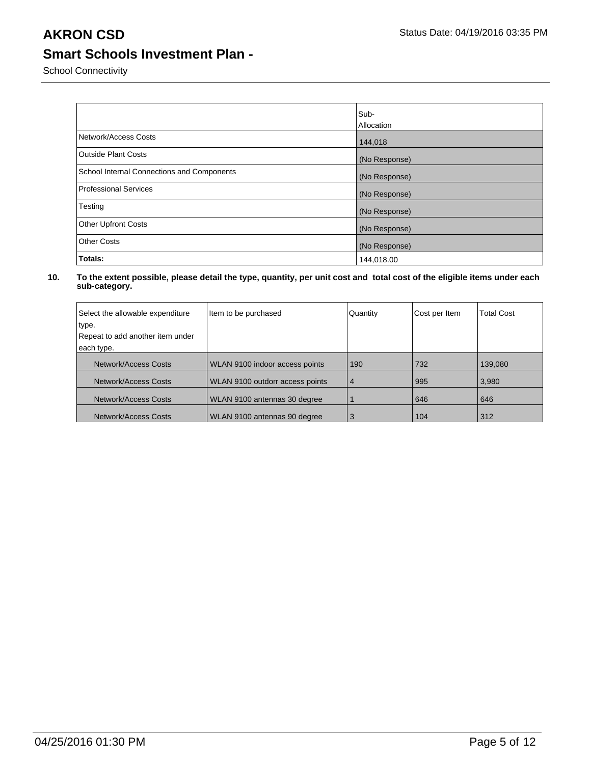# AKRON CSD

Status Date: 04/19/2016 03:35 PM

## Smart Schools Investment Plan -

School Connectivity

| | Sub-Allocation |
|---|---|
| Network/Access Costs | 144,018 |
| Outside Plant Costs | (No Response) |
| School Internal Connections and Components | (No Response) |
| Professional Services | (No Response) |
| Testing | (No Response) |
| Other Upfront Costs | (No Response) |
| Other Costs | (No Response) |
| **Totals:** | 144,018.00 |

**10. To the extent possible, please detail the type, quantity, per unit cost and total cost of the eligible items under each sub-category.**

| Select the allowable expenditure type. Repeat to add another item under each type. | Item to be purchased | Quantity | Cost per Item | Total Cost |
|---|---|---|---|---|
| Network/Access Costs | WLAN 9100 indoor access points | 190 | 732 | 139,080 |
| Network/Access Costs | WLAN 9100 outdorr access points | 4 | 995 | 3,980 |
| Network/Access Costs | WLAN 9100 antennas 30 degree | 1 | 646 | 646 |
| Network/Access Costs | WLAN 9100 antennas 90 degree | 3 | 104 | 312 |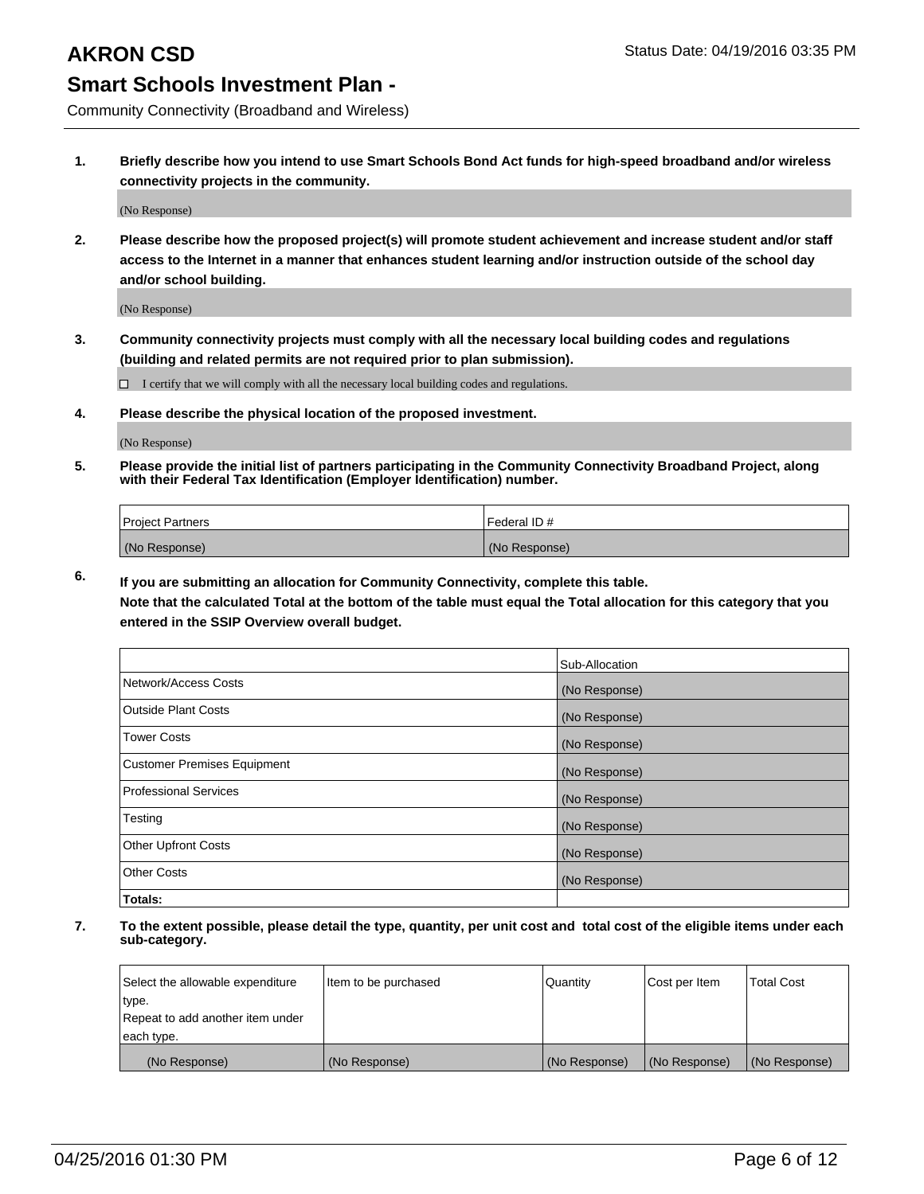# AKRON CSD

Status Date: 04/19/2016 03:35 PM

## Smart Schools Investment Plan -

Community Connectivity (Broadband and Wireless)

**1. Briefly describe how you intend to use Smart Schools Bond Act funds for high-speed broadband and/or wireless connectivity projects in the community.**

(No Response)

**2. Please describe how the proposed project(s) will promote student achievement and increase student and/or staff access to the Internet in a manner that enhances student learning and/or instruction outside of the school day and/or school building.**

(No Response)

**3. Community connectivity projects must comply with all the necessary local building codes and regulations (building and related permits are not required prior to plan submission).**

☐ I certify that we will comply with all the necessary local building codes and regulations.

**4. Please describe the physical location of the proposed investment.**

(No Response)

**5. Please provide the initial list of partners participating in the Community Connectivity Broadband Project, along with their Federal Tax Identification (Employer Identification) number.**

| Project Partners | Federal ID # |
|---|---|
| (No Response) | (No Response) |

**6. If you are submitting an allocation for Community Connectivity, complete this table.**
**Note that the calculated Total at the bottom of the table must equal the Total allocation for this category that you entered in the SSIP Overview overall budget.**

| | Sub-Allocation |
|---|---|
| Network/Access Costs | (No Response) |
| Outside Plant Costs | (No Response) |
| Tower Costs | (No Response) |
| Customer Premises Equipment | (No Response) |
| Professional Services | (No Response) |
| Testing | (No Response) |
| Other Upfront Costs | (No Response) |
| Other Costs | (No Response) |
| **Totals:** | |

**7. To the extent possible, please detail the type, quantity, per unit cost and total cost of the eligible items under each sub-category.**

| Select the allowable expenditure type. Repeat to add another item under each type. | Item to be purchased | Quantity | Cost per Item | Total Cost |
|---|---|---|---|---|
| (No Response) | (No Response) | (No Response) | (No Response) | (No Response) |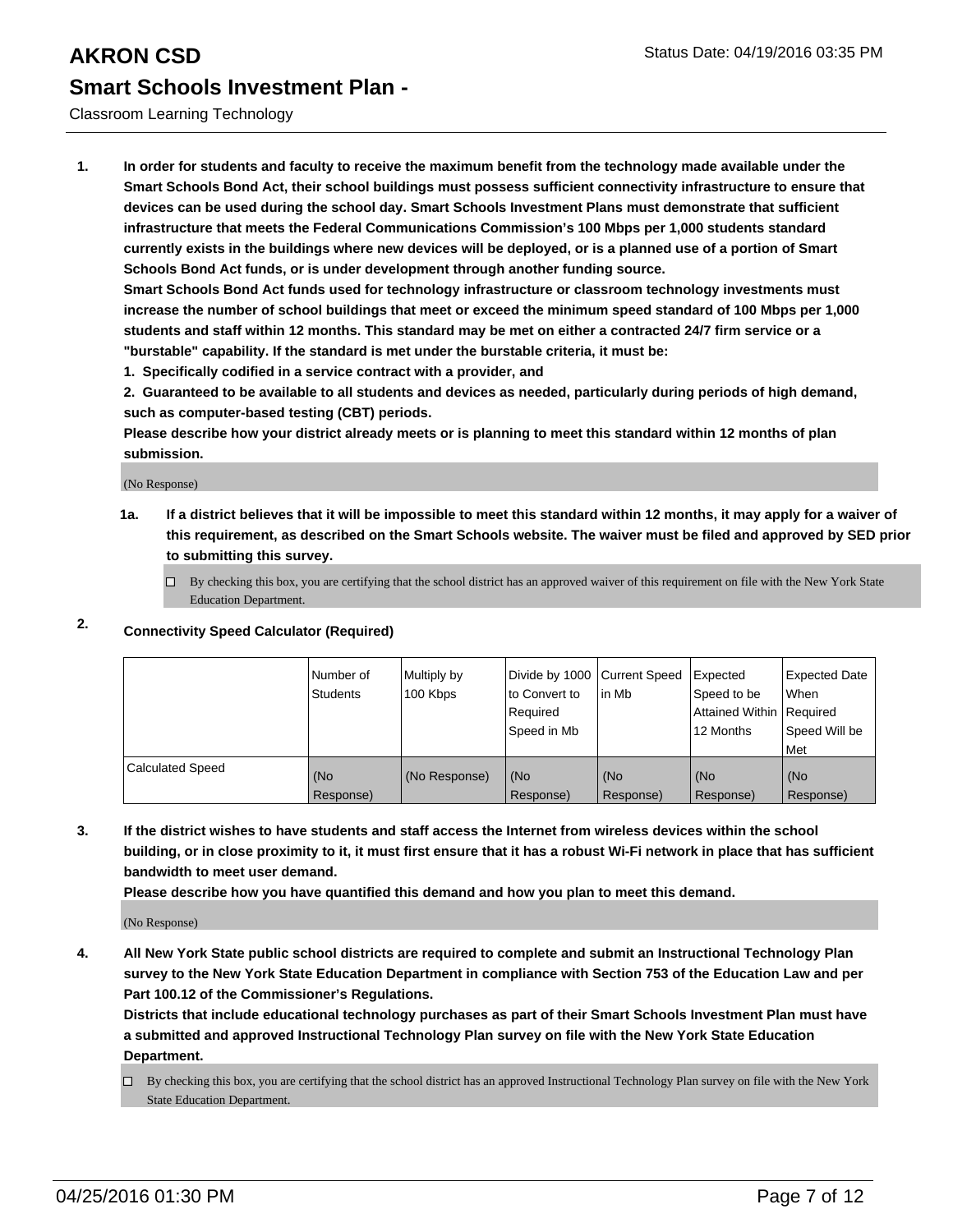# AKRON CSD

Status Date: 04/19/2016 03:35 PM

## Smart Schools Investment Plan -

Classroom Learning Technology

**1. In order for students and faculty to receive the maximum benefit from the technology made available under the Smart Schools Bond Act, their school buildings must possess sufficient connectivity infrastructure to ensure that devices can be used during the school day. Smart Schools Investment Plans must demonstrate that sufficient infrastructure that meets the Federal Communications Commission's 100 Mbps per 1,000 students standard currently exists in the buildings where new devices will be deployed, or is a planned use of a portion of Smart Schools Bond Act funds, or is under development through another funding source.**

**Smart Schools Bond Act funds used for technology infrastructure or classroom technology investments must increase the number of school buildings that meet or exceed the minimum speed standard of 100 Mbps per 1,000 students and staff within 12 months. This standard may be met on either a contracted 24/7 firm service or a "burstable" capability. If the standard is met under the burstable criteria, it must be:**

**1. Specifically codified in a service contract with a provider, and**

**2. Guaranteed to be available to all students and devices as needed, particularly during periods of high demand, such as computer-based testing (CBT) periods.**

**Please describe how your district already meets or is planning to meet this standard within 12 months of plan submission.**

(No Response)

**1a. If a district believes that it will be impossible to meet this standard within 12 months, it may apply for a waiver of this requirement, as described on the Smart Schools website. The waiver must be filed and approved by SED prior to submitting this survey.**

☐ By checking this box, you are certifying that the school district has an approved waiver of this requirement on file with the New York State Education Department.

**2. Connectivity Speed Calculator (Required)**

| | Number of Students | Multiply by 100 Kbps | Divide by 1000 to Convert to Required Speed in Mb | Current Speed in Mb | Expected Speed to be Attained Within 12 Months | Expected Date When Required Speed Will be Met |
|---|---|---|---|---|---|---|
| Calculated Speed | (No Response) | (No Response) | (No Response) | (No Response) | (No Response) | (No Response) |

**3. If the district wishes to have students and staff access the Internet from wireless devices within the school building, or in close proximity to it, it must first ensure that it has a robust Wi-Fi network in place that has sufficient bandwidth to meet user demand.**

**Please describe how you have quantified this demand and how you plan to meet this demand.**

(No Response)

**4. All New York State public school districts are required to complete and submit an Instructional Technology Plan survey to the New York State Education Department in compliance with Section 753 of the Education Law and per Part 100.12 of the Commissioner's Regulations.**

**Districts that include educational technology purchases as part of their Smart Schools Investment Plan must have a submitted and approved Instructional Technology Plan survey on file with the New York State Education Department.**

☐ By checking this box, you are certifying that the school district has an approved Instructional Technology Plan survey on file with the New York State Education Department.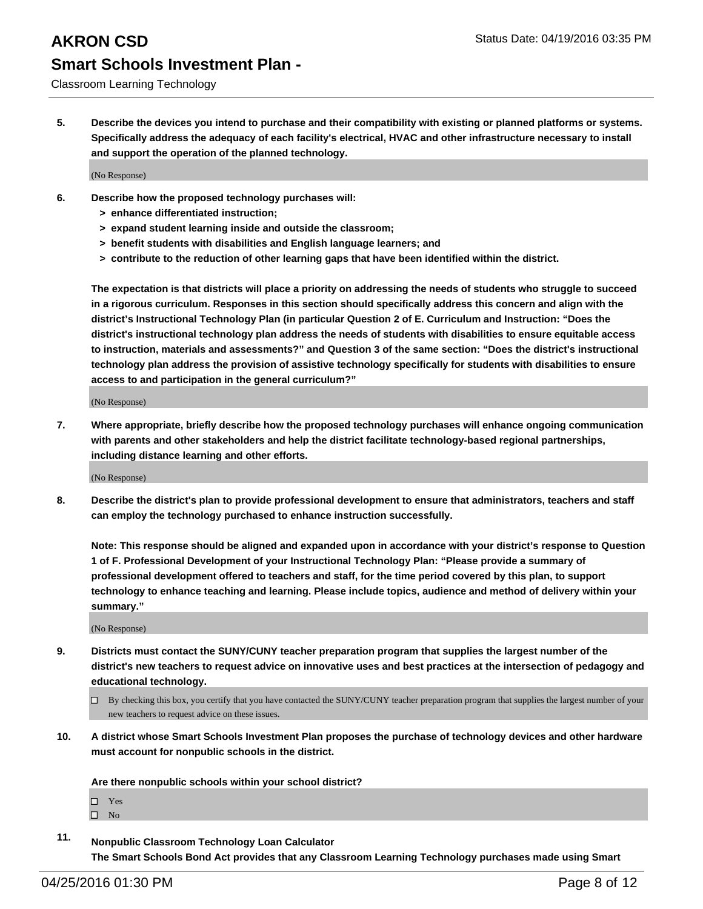**5. Describe the devices you intend to purchase and their compatibility with existing or planned platforms or systems. Specifically address the adequacy of each facility's electrical, HVAC and other infrastructure necessary to install and support the operation of the planned technology.**

(No Response)

**6. Describe how the proposed technology purchases will:**
- **> enhance differentiated instruction;**
- **> expand student learning inside and outside the classroom;**
- **> benefit students with disabilities and English language learners; and**
- **> contribute to the reduction of other learning gaps that have been identified within the district.**

**The expectation is that districts will place a priority on addressing the needs of students who struggle to succeed in a rigorous curriculum. Responses in this section should specifically address this concern and align with the district's Instructional Technology Plan (in particular Question 2 of E. Curriculum and Instruction: "Does the district's instructional technology plan address the needs of students with disabilities to ensure equitable access to instruction, materials and assessments?" and Question 3 of the same section: "Does the district's instructional technology plan address the provision of assistive technology specifically for students with disabilities to ensure access to and participation in the general curriculum?"**

(No Response)

**7. Where appropriate, briefly describe how the proposed technology purchases will enhance ongoing communication with parents and other stakeholders and help the district facilitate technology-based regional partnerships, including distance learning and other efforts.**

(No Response)

**8. Describe the district's plan to provide professional development to ensure that administrators, teachers and staff can employ the technology purchased to enhance instruction successfully.**

**Note: This response should be aligned and expanded upon in accordance with your district's response to Question 1 of F. Professional Development of your Instructional Technology Plan: "Please provide a summary of professional development offered to teachers and staff, for the time period covered by this plan, to support technology to enhance teaching and learning. Please include topics, audience and method of delivery within your summary."**

(No Response)

**9. Districts must contact the SUNY/CUNY teacher preparation program that supplies the largest number of the district's new teachers to request advice on innovative uses and best practices at the intersection of pedagogy and educational technology.**

☐ By checking this box, you certify that you have contacted the SUNY/CUNY teacher preparation program that supplies the largest number of your new teachers to request advice on these issues.

**10. A district whose Smart Schools Investment Plan proposes the purchase of technology devices and other hardware must account for nonpublic schools in the district.**

**Are there nonpublic schools within your school district?**

☐ Yes
☐ No

**11. Nonpublic Classroom Technology Loan Calculator**
**The Smart Schools Bond Act provides that any Classroom Learning Technology purchases made using Smart**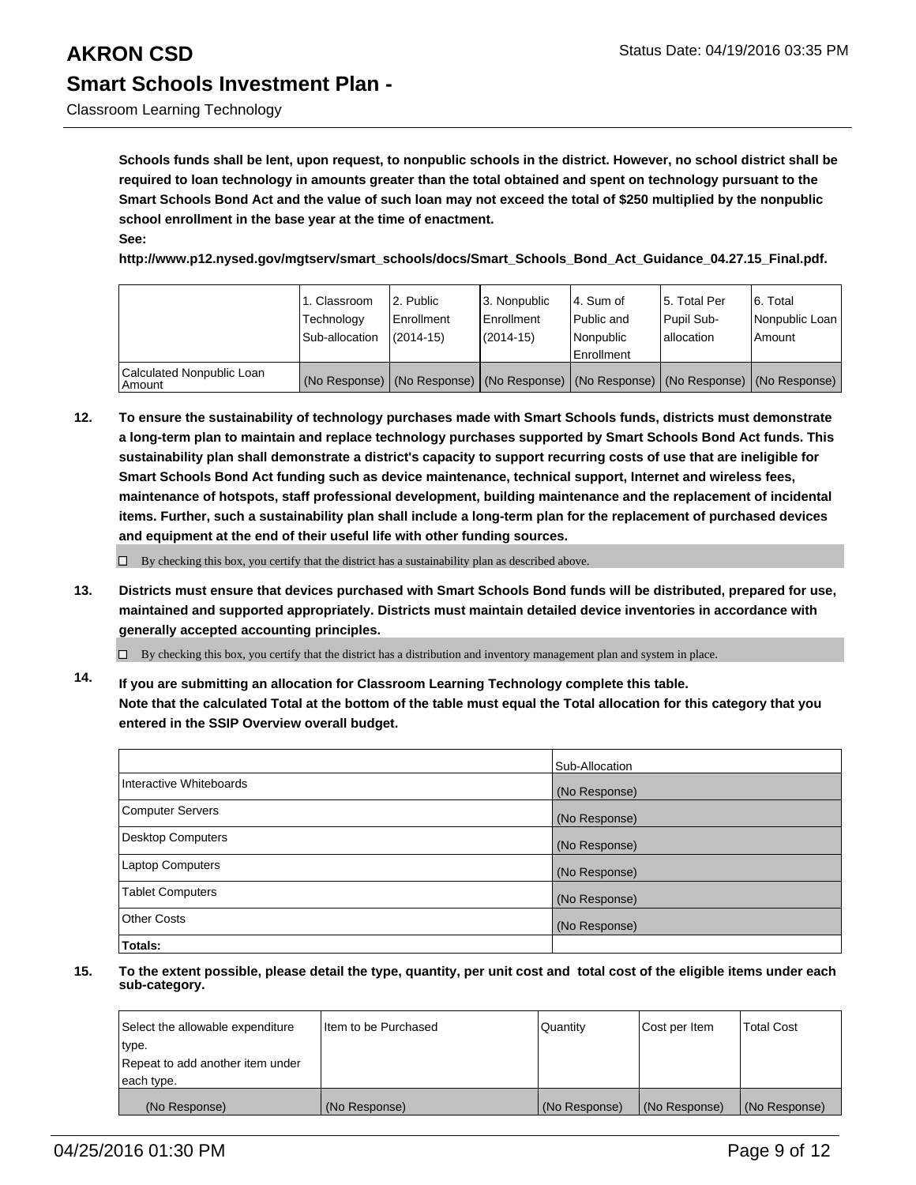**Schools funds shall be lent, upon request, to nonpublic schools in the district. However, no school district shall be required to loan technology in amounts greater than the total obtained and spent on technology pursuant to the Smart Schools Bond Act and the value of such loan may not exceed the total of $250 multiplied by the nonpublic school enrollment in the base year at the time of enactment.**
**See:**
**http://www.p12.nysed.gov/mgtserv/smart_schools/docs/Smart_Schools_Bond_Act_Guidance_04.27.15_Final.pdf.**

| | 1. Classroom Technology Sub-allocation | 2. Public Enrollment (2014-15) | 3. Nonpublic Enrollment (2014-15) | 4. Sum of Public and Nonpublic Enrollment | 5. Total Per Pupil Sub-allocation | 6. Total Nonpublic Loan Amount |
|---|---|---|---|---|---|---|
| Calculated Nonpublic Loan Amount | (No Response) | (No Response) | (No Response) | (No Response) | (No Response) | (No Response) |

**12. To ensure the sustainability of technology purchases made with Smart Schools funds, districts must demonstrate a long-term plan to maintain and replace technology purchases supported by Smart Schools Bond Act funds. This sustainability plan shall demonstrate a district's capacity to support recurring costs of use that are ineligible for Smart Schools Bond Act funding such as device maintenance, technical support, Internet and wireless fees, maintenance of hotspots, staff professional development, building maintenance and the replacement of incidental items. Further, such a sustainability plan shall include a long-term plan for the replacement of purchased devices and equipment at the end of their useful life with other funding sources.**

☐ By checking this box, you certify that the district has a sustainability plan as described above.

**13. Districts must ensure that devices purchased with Smart Schools Bond funds will be distributed, prepared for use, maintained and supported appropriately. Districts must maintain detailed device inventories in accordance with generally accepted accounting principles.**

☐ By checking this box, you certify that the district has a distribution and inventory management plan and system in place.

**14. If you are submitting an allocation for Classroom Learning Technology complete this table. Note that the calculated Total at the bottom of the table must equal the Total allocation for this category that you entered in the SSIP Overview overall budget.**

| | Sub-Allocation |
|---|---|
| Interactive Whiteboards | (No Response) |
| Computer Servers | (No Response) |
| Desktop Computers | (No Response) |
| Laptop Computers | (No Response) |
| Tablet Computers | (No Response) |
| Other Costs | (No Response) |
| **Totals:** | |

**15. To the extent possible, please detail the type, quantity, per unit cost and total cost of the eligible items under each sub-category.**

| Select the allowable expenditure type. Repeat to add another item under each type. | Item to be Purchased | Quantity | Cost per Item | Total Cost |
|---|---|---|---|---|
| (No Response) | (No Response) | (No Response) | (No Response) | (No Response) |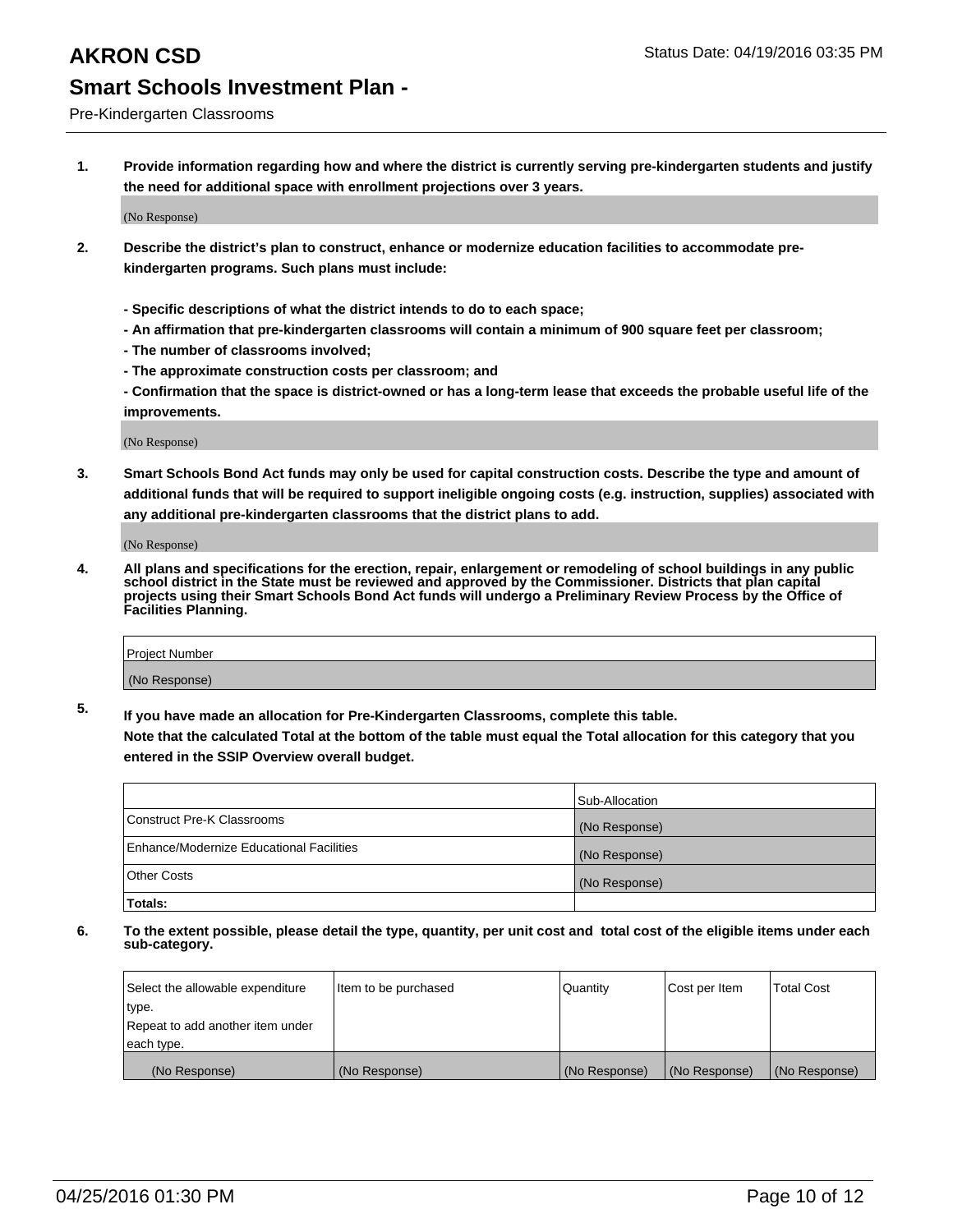# AKRON CSD

## Smart Schools Investment Plan -

Pre-Kindergarten Classrooms

Status Date: 04/19/2016 03:35 PM

**1. Provide information regarding how and where the district is currently serving pre-kindergarten students and justify the need for additional space with enrollment projections over 3 years.**

(No Response)

**2. Describe the district's plan to construct, enhance or modernize education facilities to accommodate pre-kindergarten programs. Such plans must include:**

**- Specific descriptions of what the district intends to do to each space;**
**- An affirmation that pre-kindergarten classrooms will contain a minimum of 900 square feet per classroom;**
**- The number of classrooms involved;**
**- The approximate construction costs per classroom; and**
**- Confirmation that the space is district-owned or has a long-term lease that exceeds the probable useful life of the improvements.**

(No Response)

**3. Smart Schools Bond Act funds may only be used for capital construction costs. Describe the type and amount of additional funds that will be required to support ineligible ongoing costs (e.g. instruction, supplies) associated with any additional pre-kindergarten classrooms that the district plans to add.**

(No Response)

**4. All plans and specifications for the erection, repair, enlargement or remodeling of school buildings in any public school district in the State must be reviewed and approved by the Commissioner. Districts that plan capital projects using their Smart Schools Bond Act funds will undergo a Preliminary Review Process by the Office of Facilities Planning.**

| Project Number |
|---|
| (No Response) |

**5. If you have made an allocation for Pre-Kindergarten Classrooms, complete this table.**
**Note that the calculated Total at the bottom of the table must equal the Total allocation for this category that you entered in the SSIP Overview overall budget.**

| | Sub-Allocation |
|---|---|
| Construct Pre-K Classrooms | (No Response) |
| Enhance/Modernize Educational Facilities | (No Response) |
| Other Costs | (No Response) |
| **Totals:** | |

**6. To the extent possible, please detail the type, quantity, per unit cost and total cost of the eligible items under each sub-category.**

| Select the allowable expenditure type. Repeat to add another item under each type. | Item to be purchased | Quantity | Cost per Item | Total Cost |
|---|---|---|---|---|
| (No Response) | (No Response) | (No Response) | (No Response) | (No Response) |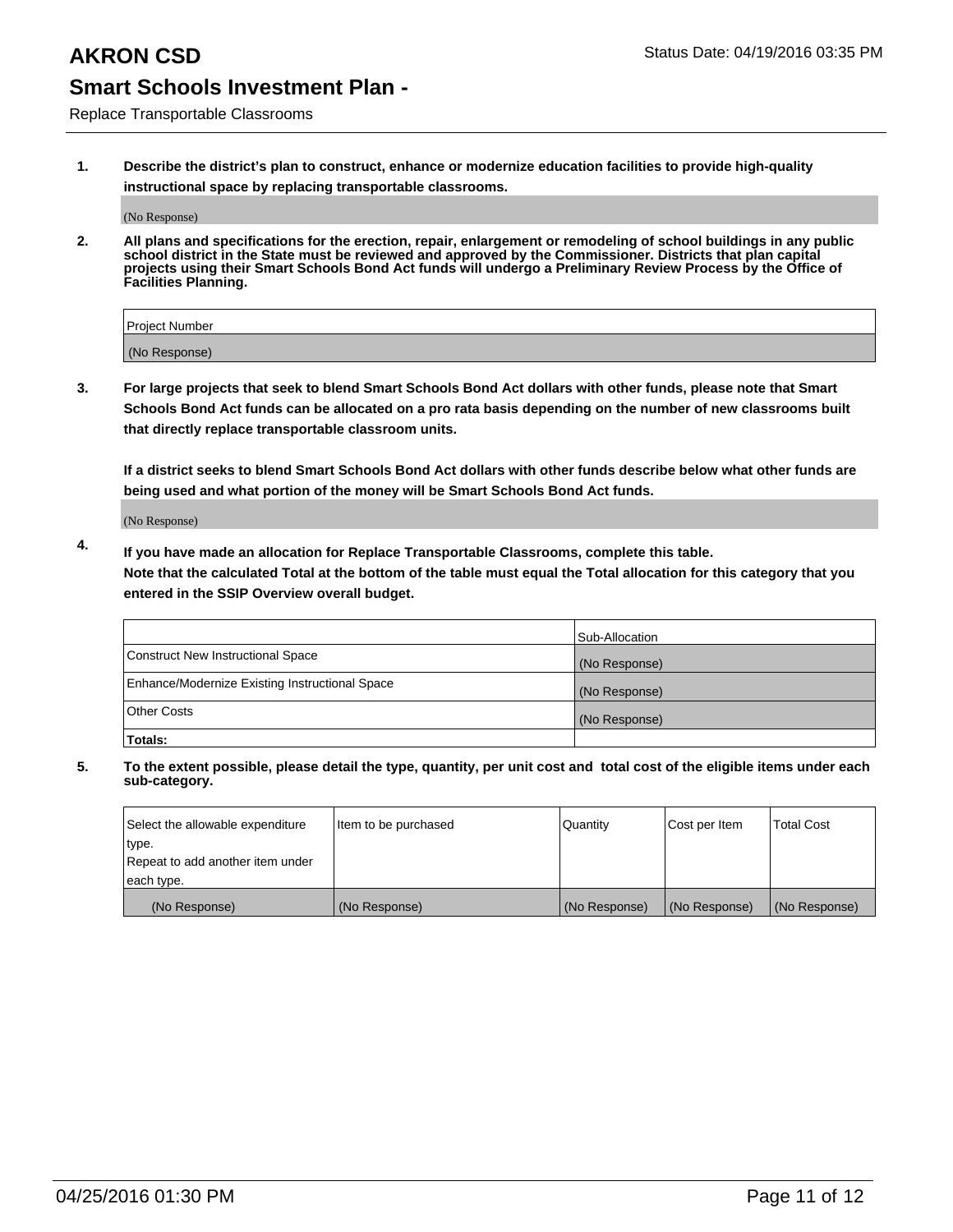# AKRON CSD

Status Date: 04/19/2016 03:35 PM

## Smart Schools Investment Plan -

Replace Transportable Classrooms

**1. Describe the district's plan to construct, enhance or modernize education facilities to provide high-quality instructional space by replacing transportable classrooms.**

(No Response)

**2. All plans and specifications for the erection, repair, enlargement or remodeling of school buildings in any public school district in the State must be reviewed and approved by the Commissioner. Districts that plan capital projects using their Smart Schools Bond Act funds will undergo a Preliminary Review Process by the Office of Facilities Planning.**

| Project Number |
| --- |
| (No Response) |

**3. For large projects that seek to blend Smart Schools Bond Act dollars with other funds, please note that Smart Schools Bond Act funds can be allocated on a pro rata basis depending on the number of new classrooms built that directly replace transportable classroom units.**

**If a district seeks to blend Smart Schools Bond Act dollars with other funds describe below what other funds are being used and what portion of the money will be Smart Schools Bond Act funds.**

(No Response)

**4. If you have made an allocation for Replace Transportable Classrooms, complete this table. Note that the calculated Total at the bottom of the table must equal the Total allocation for this category that you entered in the SSIP Overview overall budget.**

| | Sub-Allocation |
| --- | --- |
| Construct New Instructional Space | (No Response) |
| Enhance/Modernize Existing Instructional Space | (No Response) |
| Other Costs | (No Response) |
| **Totals:** | |

**5. To the extent possible, please detail the type, quantity, per unit cost and total cost of the eligible items under each sub-category.**

| Select the allowable expenditure type. Repeat to add another item under each type. | Item to be purchased | Quantity | Cost per Item | Total Cost |
| --- | --- | --- | --- | --- |
| (No Response) | (No Response) | (No Response) | (No Response) | (No Response) |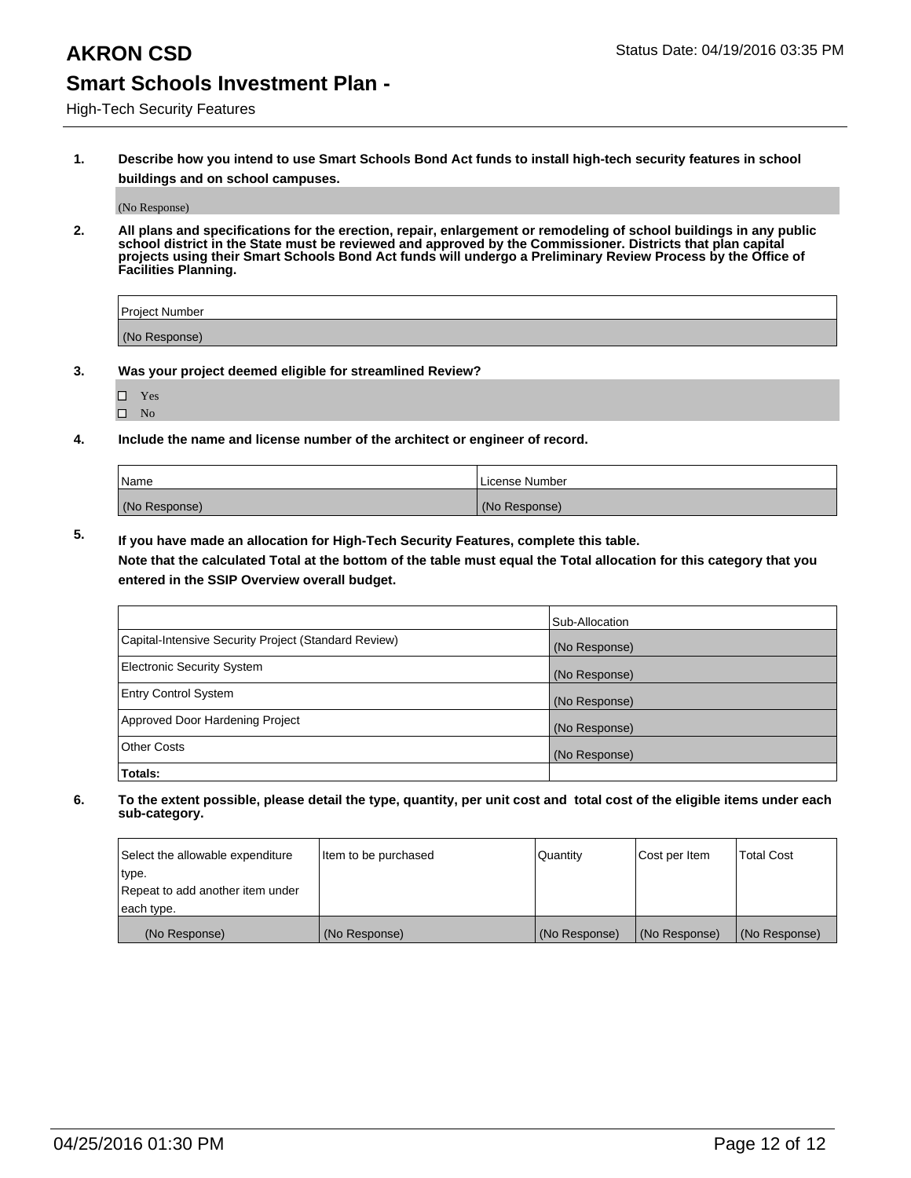# AKRON CSD

Status Date: 04/19/2016 03:35 PM

## Smart Schools Investment Plan -

High-Tech Security Features

**1. Describe how you intend to use Smart Schools Bond Act funds to install high-tech security features in school buildings and on school campuses.**

(No Response)

**2. All plans and specifications for the erection, repair, enlargement or remodeling of school buildings in any public school district in the State must be reviewed and approved by the Commissioner. Districts that plan capital projects using their Smart Schools Bond Act funds will undergo a Preliminary Review Process by the Office of Facilities Planning.**

| Project Number |
|---|
| (No Response) |

**3. Was your project deemed eligible for streamlined Review?**

☐ Yes
☐ No

**4. Include the name and license number of the architect or engineer of record.**

| Name | License Number |
|---|---|
| (No Response) | (No Response) |

**5. If you have made an allocation for High-Tech Security Features, complete this table.**
**Note that the calculated Total at the bottom of the table must equal the Total allocation for this category that you entered in the SSIP Overview overall budget.**

| | Sub-Allocation |
|---|---|
| Capital-Intensive Security Project (Standard Review) | (No Response) |
| Electronic Security System | (No Response) |
| Entry Control System | (No Response) |
| Approved Door Hardening Project | (No Response) |
| Other Costs | (No Response) |
| **Totals:** | |

**6. To the extent possible, please detail the type, quantity, per unit cost and total cost of the eligible items under each sub-category.**

| Select the allowable expenditure type. Repeat to add another item under each type. | Item to be purchased | Quantity | Cost per Item | Total Cost |
|---|---|---|---|---|
| (No Response) | (No Response) | (No Response) | (No Response) | (No Response) |